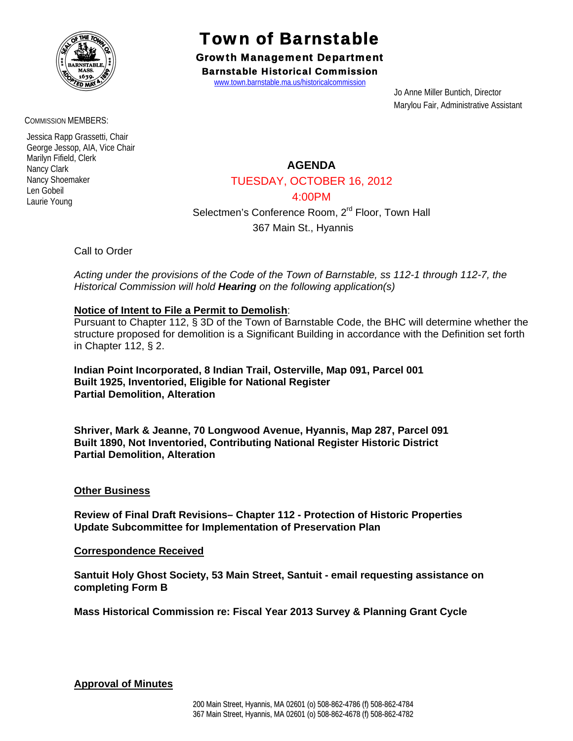# Town of Barnstable

**Growth Management Department**

**Barnstable Historical Commission**

www.town.barnstable.ma.us/historicalcommission

Jo Anne Miller Buntich, Director
Marylou Fair, Administrative Assistant

COMMISSION MEMBERS:

Jessica Rapp Grassetti, Chair
George Jessop, AIA, Vice Chair
Marilyn Fifield, Clerk
Nancy Clark
Nancy Shoemaker
Len Gobeil
Laurie Young

## AGENDA

TUESDAY, OCTOBER 16, 2012

4:00PM

Selectmen's Conference Room, 2nd Floor, Town Hall
367 Main St., Hyannis

Call to Order

*Acting under the provisions of the Code of the Town of Barnstable, ss 112-1 through 112-7, the Historical Commission will hold **Hearing** on the following application(s)*

**Notice of Intent to File a Permit to Demolish**:
Pursuant to Chapter 112, § 3D of the Town of Barnstable Code, the BHC will determine whether the structure proposed for demolition is a Significant Building in accordance with the Definition set forth in Chapter 112, § 2.

**Indian Point Incorporated, 8 Indian Trail, Osterville, Map 091, Parcel 001**
**Built 1925, Inventoried, Eligible for National Register**
**Partial Demolition, Alteration**

**Shriver, Mark & Jeanne, 70 Longwood Avenue, Hyannis, Map 287, Parcel 091**
**Built 1890, Not Inventoried, Contributing National Register Historic District**
**Partial Demolition, Alteration**

**Other Business**

**Review of Final Draft Revisions– Chapter 112 - Protection of Historic Properties**
**Update Subcommittee for Implementation of Preservation Plan**

**Correspondence Received**

**Santuit Holy Ghost Society, 53 Main Street, Santuit - email requesting assistance on completing Form B**

**Mass Historical Commission re: Fiscal Year 2013 Survey & Planning Grant Cycle**

**Approval of Minutes**

200 Main Street, Hyannis, MA 02601 (o) 508-862-4786 (f) 508-862-4784
367 Main Street, Hyannis, MA 02601 (o) 508-862-4678 (f) 508-862-4782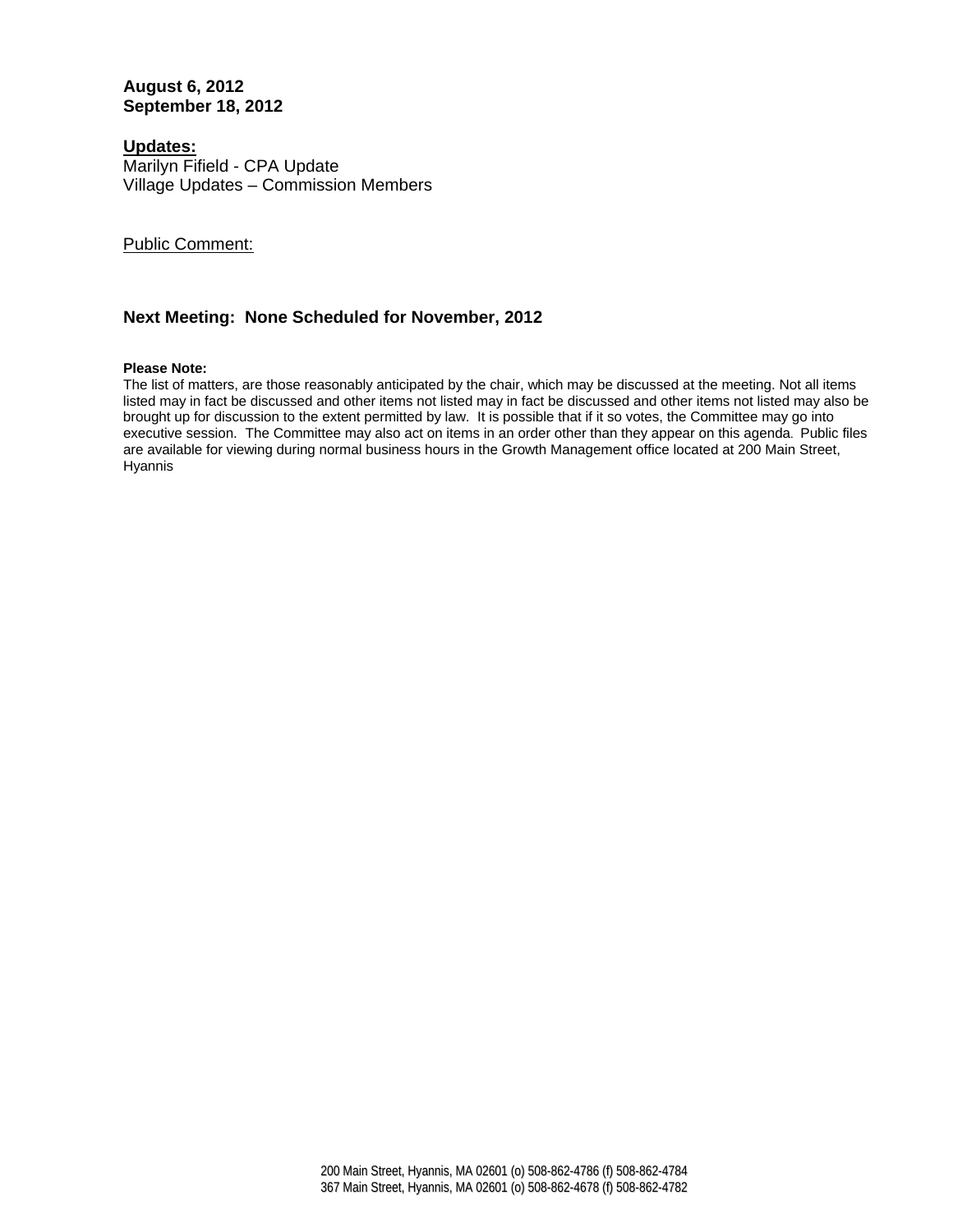**August 6, 2012**
**September 18, 2012**

**Updates:**
Marilyn Fifield - CPA Update
Village Updates – Commission Members

Public Comment:

**Next Meeting: None Scheduled for November, 2012**

**Please Note:**
The list of matters, are those reasonably anticipated by the chair, which may be discussed at the meeting. Not all items listed may in fact be discussed and other items not listed may in fact be discussed and other items not listed may also be brought up for discussion to the extent permitted by law. It is possible that if it so votes, the Committee may go into executive session. The Committee may also act on items in an order other than they appear on this agenda. Public files are available for viewing during normal business hours in the Growth Management office located at 200 Main Street, Hyannis

200 Main Street, Hyannis, MA 02601 (o) 508-862-4786 (f) 508-862-4784
367 Main Street, Hyannis, MA 02601 (o) 508-862-4678 (f) 508-862-4782